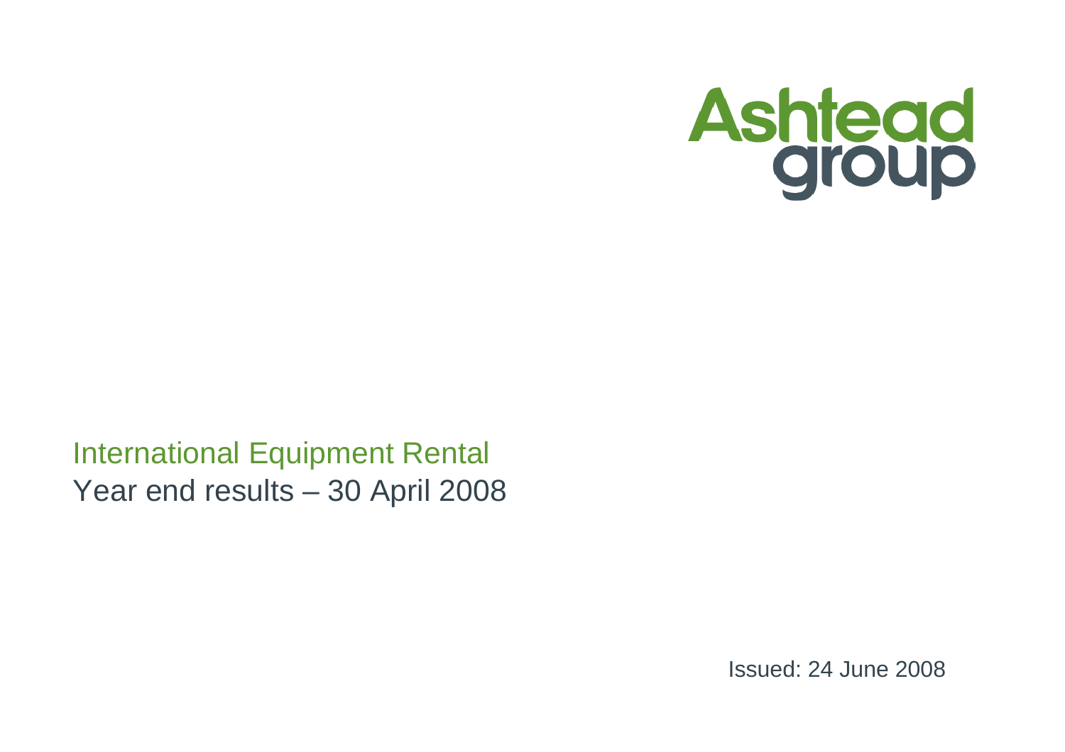Ashtead group

International Equipment Rental

Year end results – 30 April 2008

Issued: 24 June 2008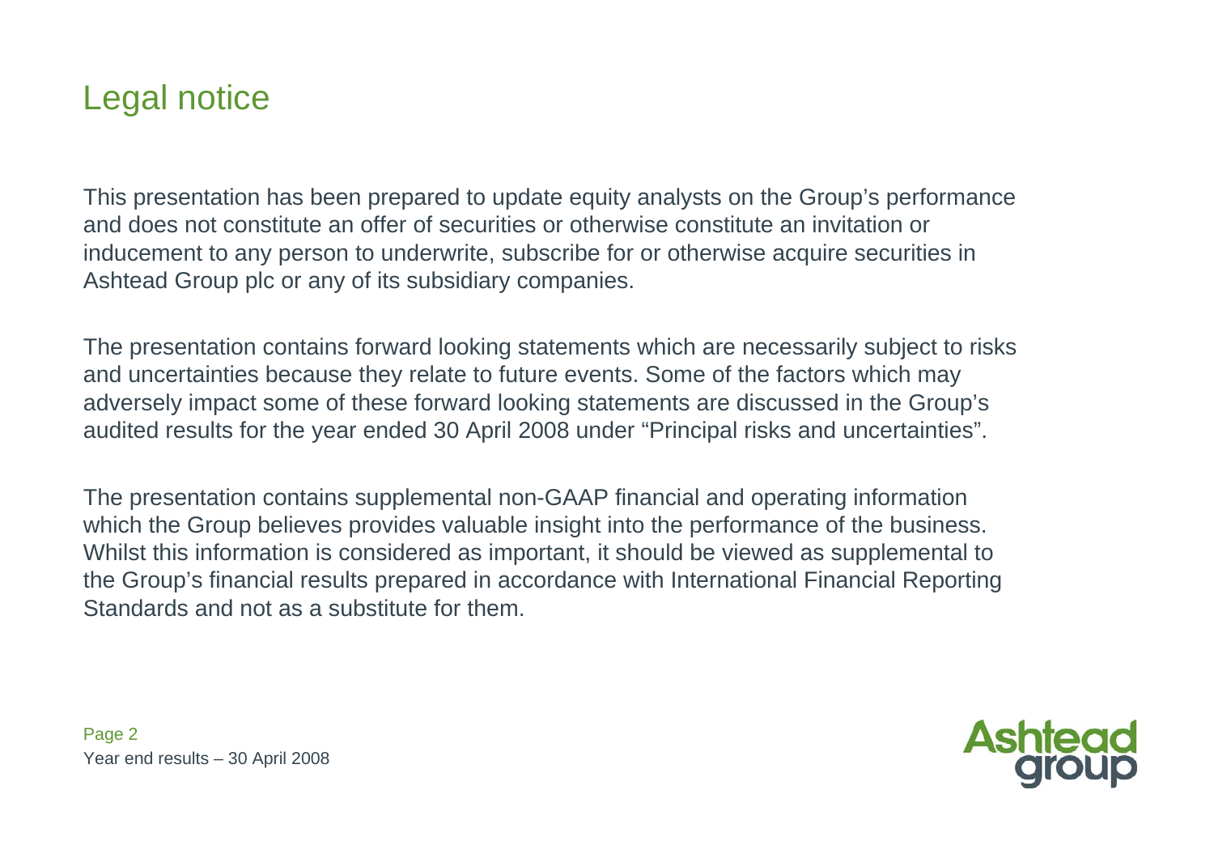# Legal notice

This presentation has been prepared to update equity analysts on the Group's performance and does not constitute an offer of securities or otherwise constitute an invitation or inducement to any person to underwrite, subscribe for or otherwise acquire securities in Ashtead Group plc or any of its subsidiary companies.

The presentation contains forward looking statements which are necessarily subject to risks and uncertainties because they relate to future events. Some of the factors which may adversely impact some of these forward looking statements are discussed in the Group's audited results for the year ended 30 April 2008 under "Principal risks and uncertainties".

The presentation contains supplemental non-GAAP financial and operating information which the Group believes provides valuable insight into the performance of the business. Whilst this information is considered as important, it should be viewed as supplemental to the Group's financial results prepared in accordance with International Financial Reporting Standards and not as a substitute for them.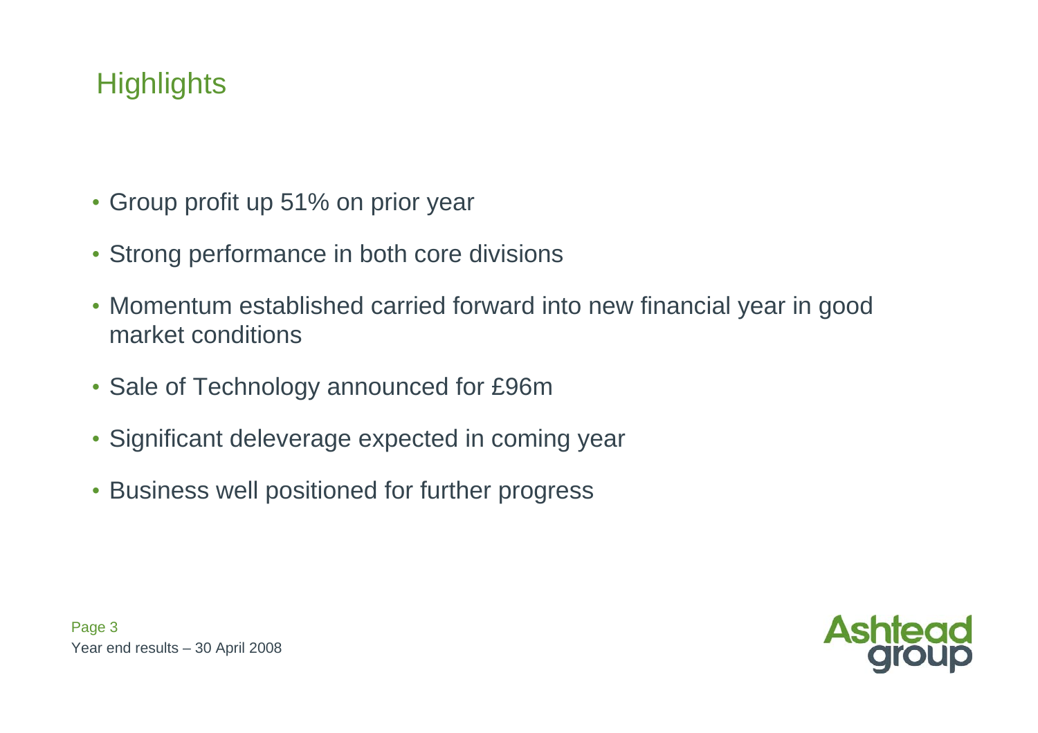# Highlights

- Group profit up 51% on prior year
- Strong performance in both core divisions
- Momentum established carried forward into new financial year in good market conditions
- Sale of Technology announced for £96m
- Significant deleverage expected in coming year
- Business well positioned for further progress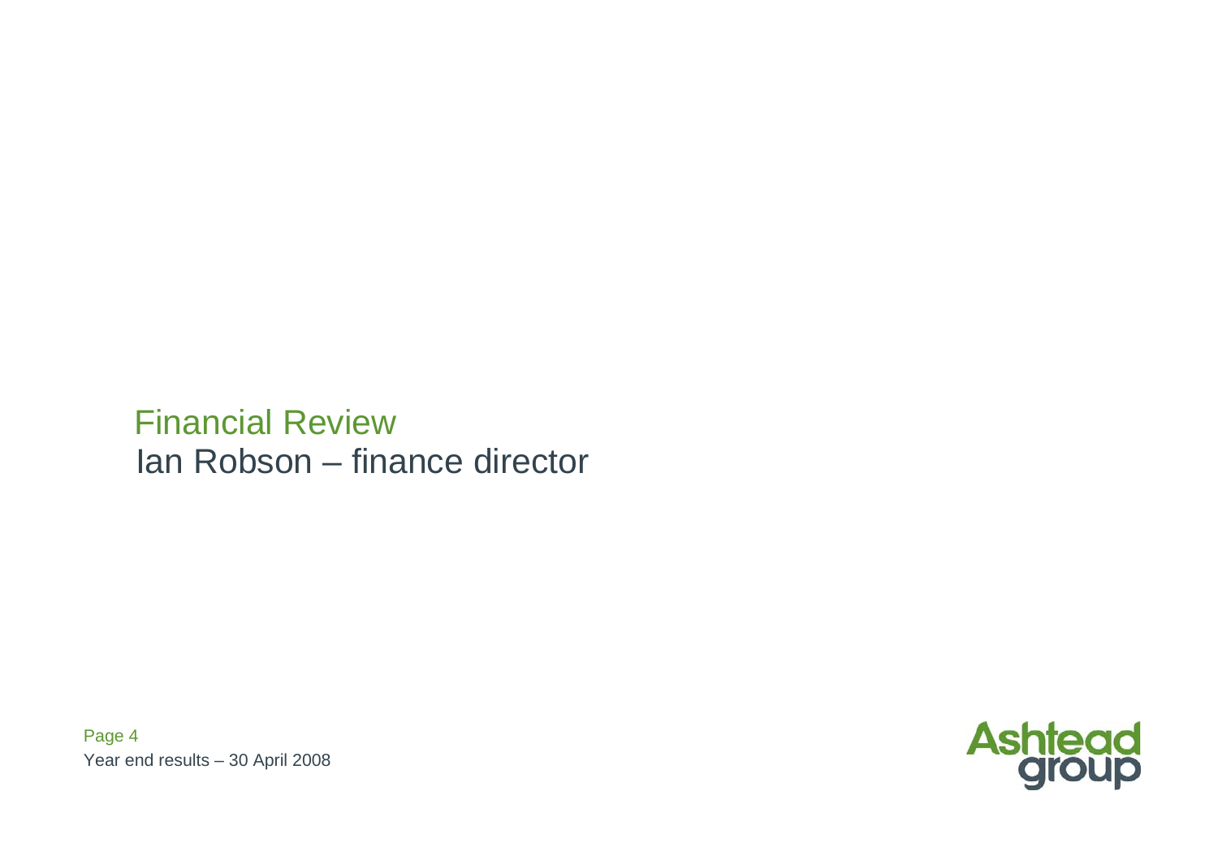# Financial Review

## Ian Robson – finance director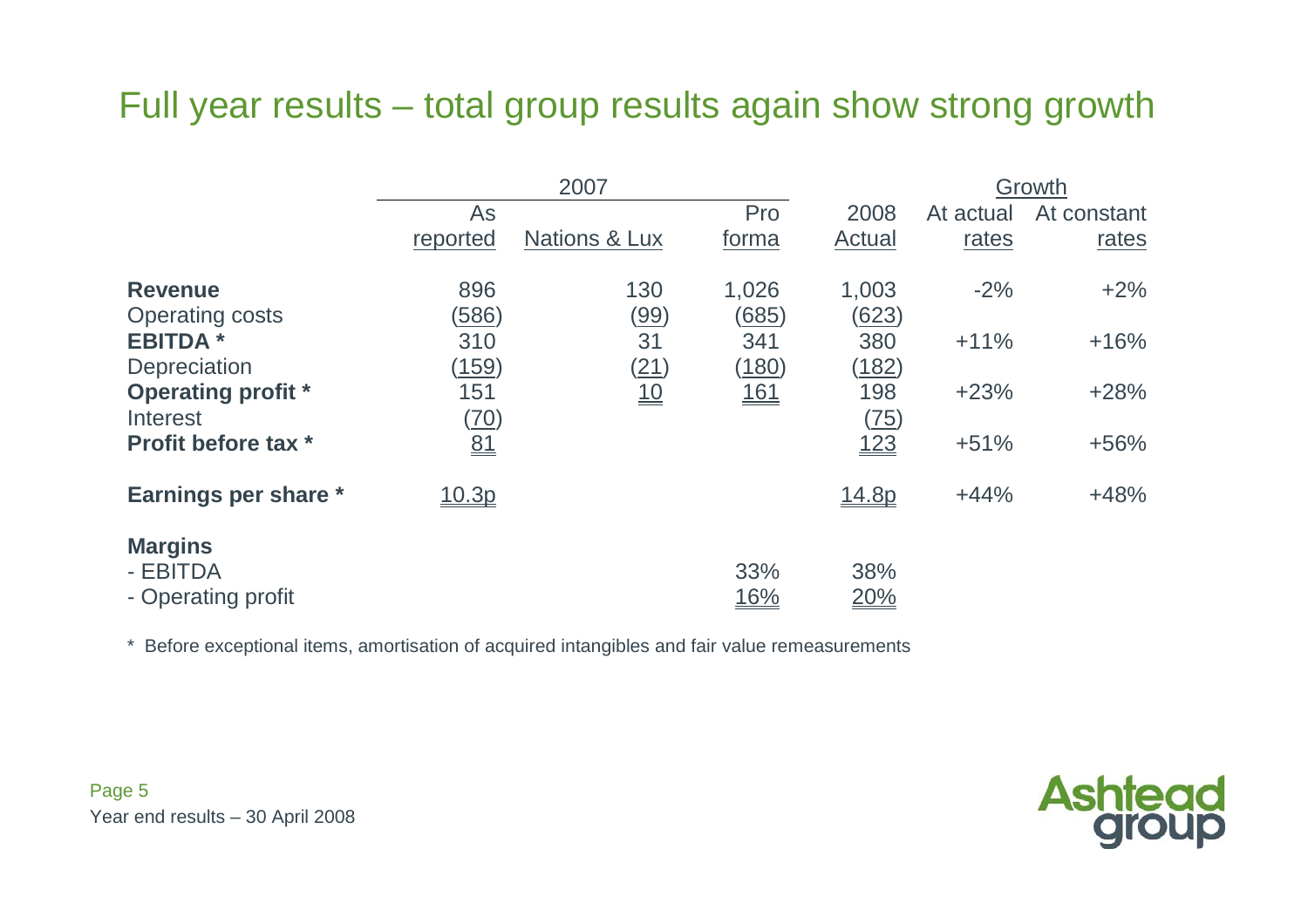# Full year results – total group results again show strong growth

| | 2007 | | | | Growth | |
|---|---|---|---|---|---|---|
| | As reported | Nations & Lux | Pro forma | 2008 Actual | At actual rates | At constant rates |
| **Revenue** | 896 | 130 | 1,026 | 1,003 | -2% | +2% |
| Operating costs | (586) | (99) | (685) | (623) | | |
| **EBITDA \*** | 310 | 31 | 341 | 380 | +11% | +16% |
| Depreciation | (159) | (21) | (180) | (182) | | |
| **Operating profit \*** | 151 | 10 | 161 | 198 | +23% | +28% |
| Interest | (70) | | | (75) | | |
| **Profit before tax \*** | 81 | | | 123 | +51% | +56% |
| **Earnings per share \*** | 10.3p | | | 14.8p | +44% | +48% |
| **Margins** | | | | | | |
| - EBITDA | | | 33% | 38% | | |
| - Operating profit | | | 16% | 20% | | |

\* Before exceptional items, amortisation of acquired intangibles and fair value remeasurements

Year end results – 30 April 2008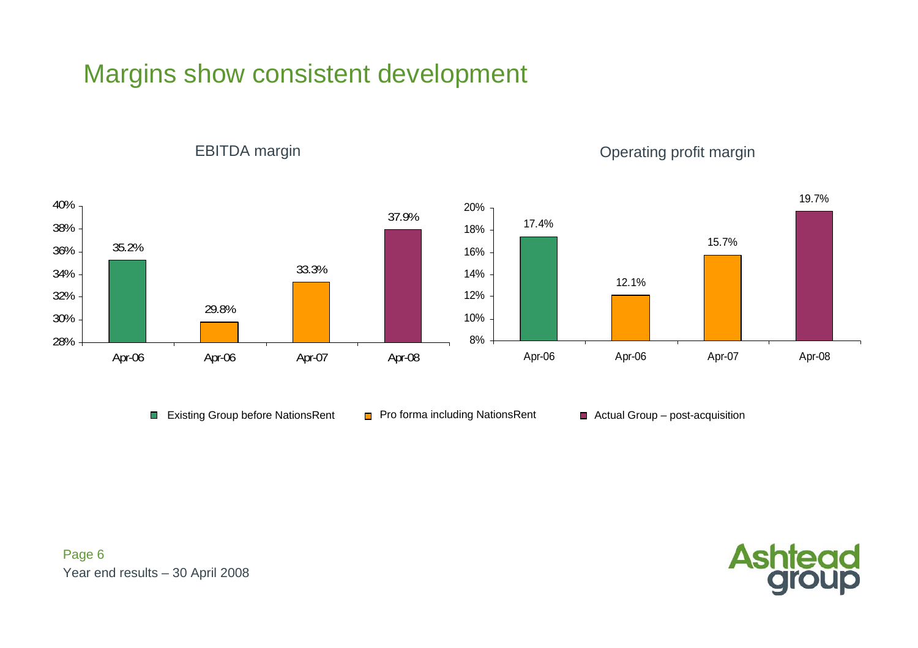# Margins show consistent development

**EBITDA margin**

| | Apr-06 | Apr-06 | Apr-07 | Apr-08 |
|---|---|---|---|---|
| EBITDA margin | 35.2% | 29.8% | 33.3% | 37.9% |

**Operating profit margin**

| | Apr-06 | Apr-06 | Apr-07 | Apr-08 |
|---|---|---|---|---|
| Operating profit margin | 17.4% | 12.1% | 15.7% | 19.7% |

- Existing Group before NationsRent (Apr-06, first column)
- Pro forma including NationsRent (Apr-06, second column; Apr-07)
- Actual Group – post-acquisition (Apr-08)

Year end results – 30 April 2008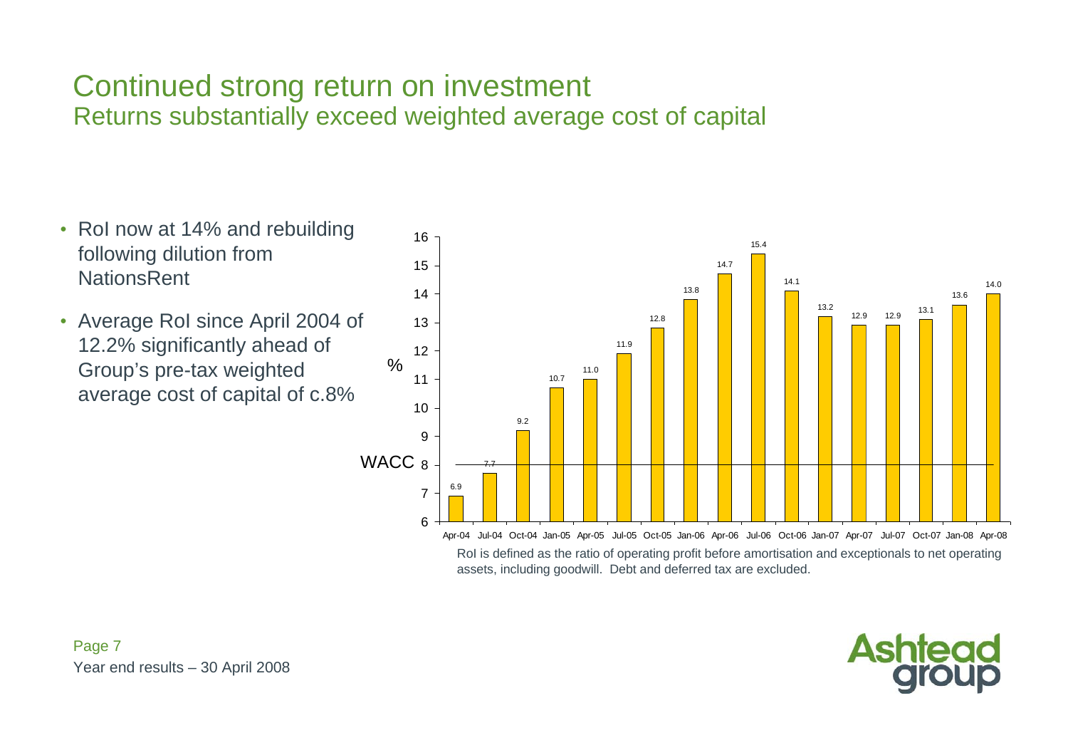# Continued strong return on investment

## Returns substantially exceed weighted average cost of capital

- RoI now at 14% and rebuilding following dilution from NationsRent
- Average RoI since April 2004 of 12.2% significantly ahead of Group's pre-tax weighted average cost of capital of c.8%

| Date | RoI (%) |
|---|---|
| Apr-04 | 6.9 |
| Jul-04 | 7.7 |
| Oct-04 | 9.2 |
| Jan-05 | 10.7 |
| Apr-05 | 11.0 |
| Jul-05 | 11.9 |
| Oct-05 | 12.8 |
| Jan-06 | 13.8 |
| Apr-06 | 14.7 |
| Jul-06 | 15.4 |
| Oct-06 | 14.1 |
| Jan-07 | 13.2 |
| Apr-07 | 12.9 |
| Jul-07 | 12.9 |
| Oct-07 | 13.1 |
| Jan-08 | 13.6 |
| Apr-08 | 14.0 |

WACC: 8%

RoI is defined as the ratio of operating profit before amortisation and exceptionals to net operating assets, including goodwill. Debt and deferred tax are excluded.

Year end results – 30 April 2008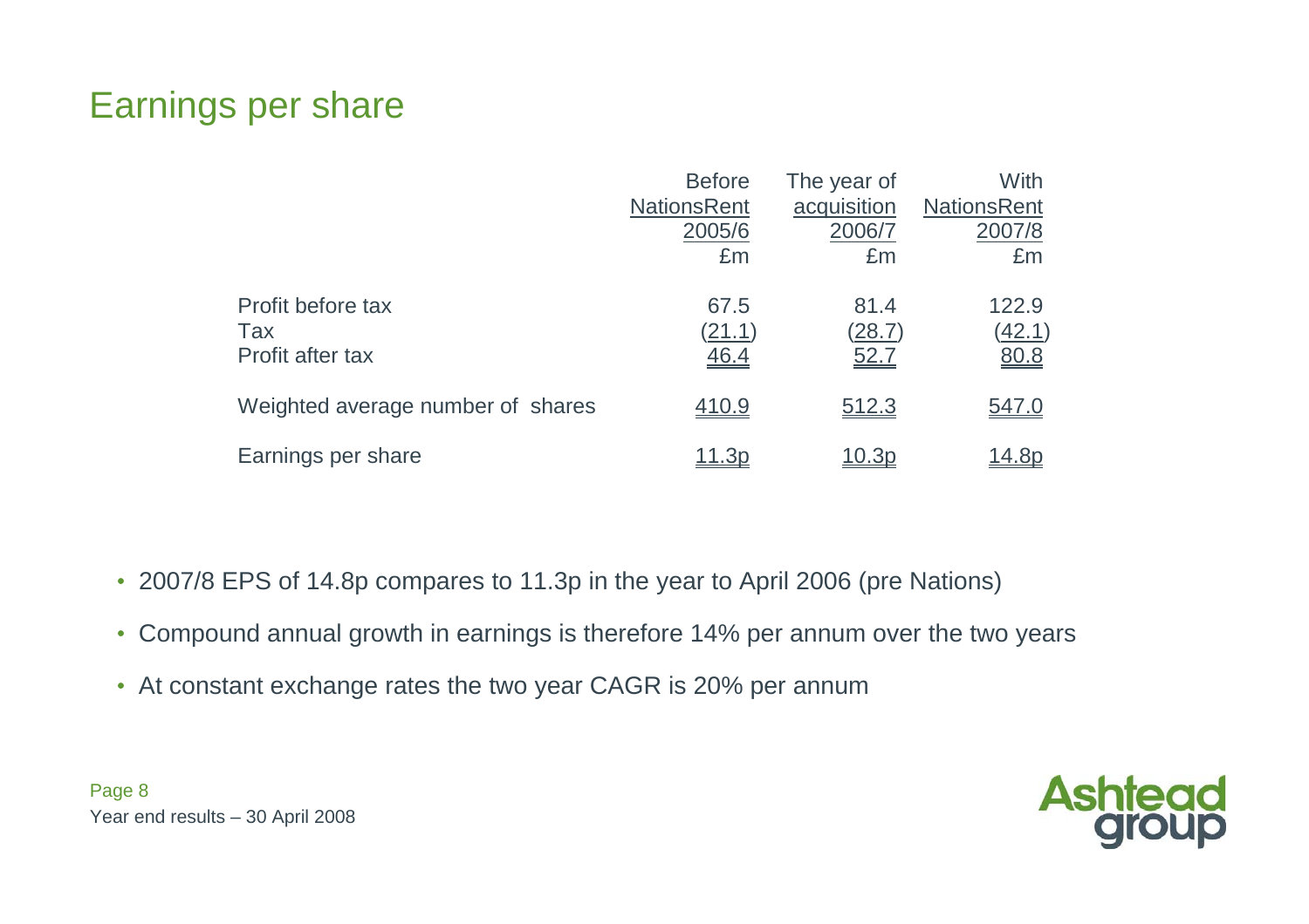# Earnings per share

| | Before NationsRent 2005/6 £m | The year of acquisition 2006/7 £m | With NationsRent 2007/8 £m |
|---|---|---|---|
| Profit before tax | 67.5 | 81.4 | 122.9 |
| Tax | (21.1) | (28.7) | (42.1) |
| Profit after tax | 46.4 | 52.7 | 80.8 |
| Weighted average number of shares | 410.9 | 512.3 | 547.0 |
| Earnings per share | 11.3p | 10.3p | 14.8p |

- 2007/8 EPS of 14.8p compares to 11.3p in the year to April 2006 (pre Nations)
- Compound annual growth in earnings is therefore 14% per annum over the two years
- At constant exchange rates the two year CAGR is 20% per annum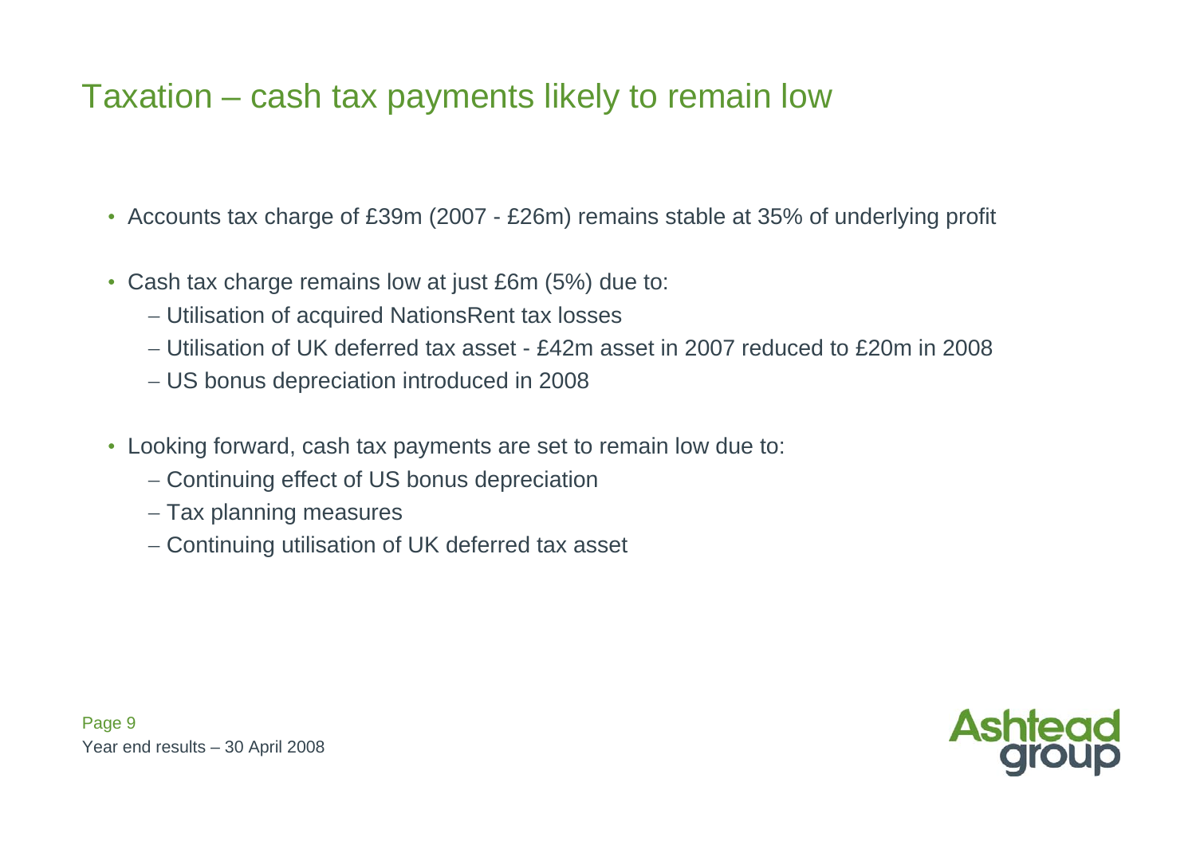# Taxation – cash tax payments likely to remain low

- Accounts tax charge of £39m (2007 - £26m) remains stable at 35% of underlying profit
- Cash tax charge remains low at just £6m (5%) due to:
  - Utilisation of acquired NationsRent tax losses
  - Utilisation of UK deferred tax asset - £42m asset in 2007 reduced to £20m in 2008
  - US bonus depreciation introduced in 2008
- Looking forward, cash tax payments are set to remain low due to:
  - Continuing effect of US bonus depreciation
  - Tax planning measures
  - Continuing utilisation of UK deferred tax asset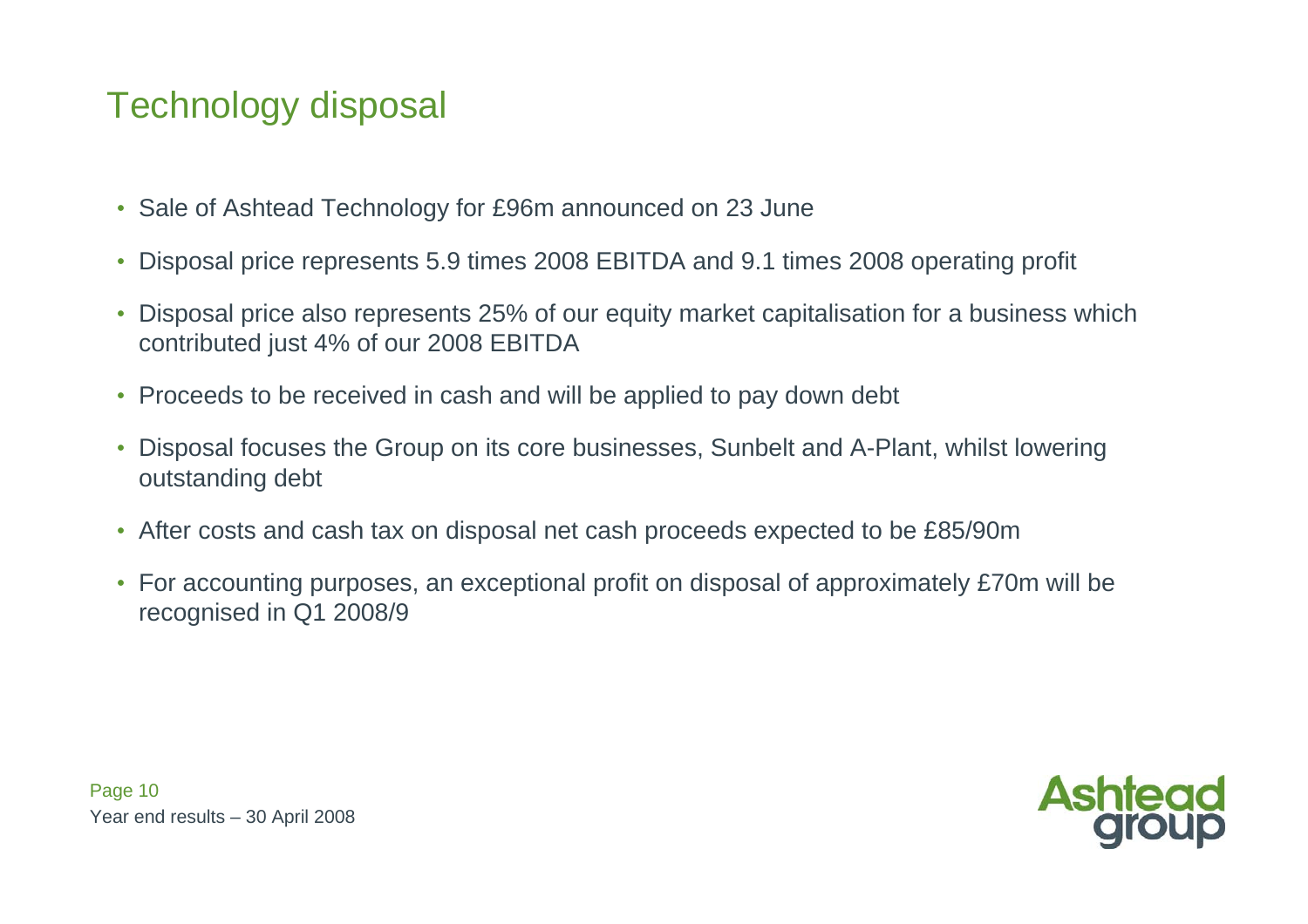# Technology disposal

- Sale of Ashtead Technology for £96m announced on 23 June
- Disposal price represents 5.9 times 2008 EBITDA and 9.1 times 2008 operating profit
- Disposal price also represents 25% of our equity market capitalisation for a business which contributed just 4% of our 2008 EBITDA
- Proceeds to be received in cash and will be applied to pay down debt
- Disposal focuses the Group on its core businesses, Sunbelt and A-Plant, whilst lowering outstanding debt
- After costs and cash tax on disposal net cash proceeds expected to be £85/90m
- For accounting purposes, an exceptional profit on disposal of approximately £70m will be recognised in Q1 2008/9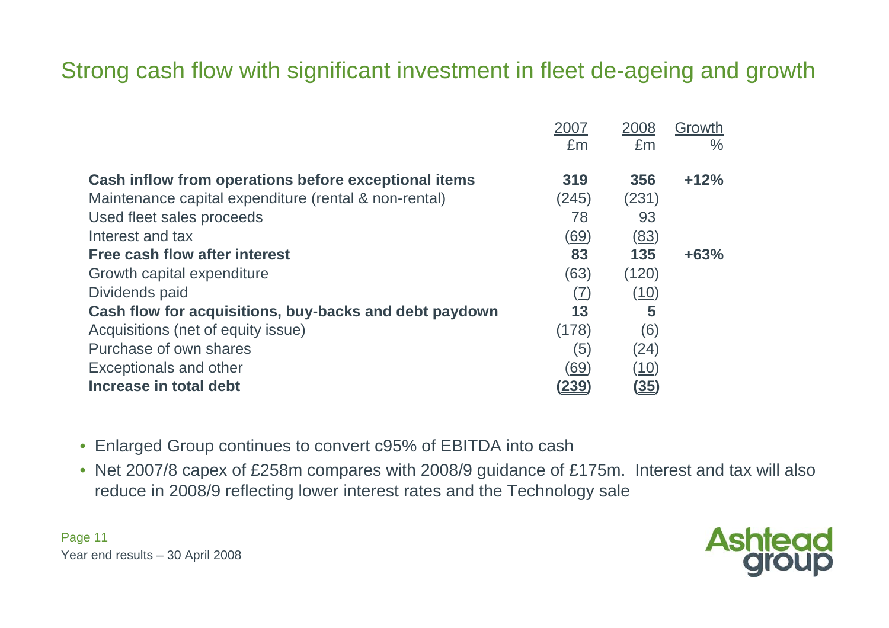# Strong cash flow with significant investment in fleet de-ageing and growth

| | 2007<br>£m | 2008<br>£m | Growth<br>% |
|---|---|---|---|
| **Cash inflow from operations before exceptional items** | **319** | **356** | **+12%** |
| Maintenance capital expenditure (rental & non-rental) | (245) | (231) | |
| Used fleet sales proceeds | 78 | 93 | |
| Interest and tax | (69) | (83) | |
| **Free cash flow after interest** | **83** | **135** | **+63%** |
| Growth capital expenditure | (63) | (120) | |
| Dividends paid | (7) | (10) | |
| **Cash flow for acquisitions, buy-backs and debt paydown** | **13** | **5** | |
| Acquisitions (net of equity issue) | (178) | (6) | |
| Purchase of own shares | (5) | (24) | |
| Exceptionals and other | (69) | (10) | |
| **Increase in total debt** | **(239)** | **(35)** | |

- Enlarged Group continues to convert c95% of EBITDA into cash
- Net 2007/8 capex of £258m compares with 2008/9 guidance of £175m. Interest and tax will also reduce in 2008/9 reflecting lower interest rates and the Technology sale

Year end results – 30 April 2008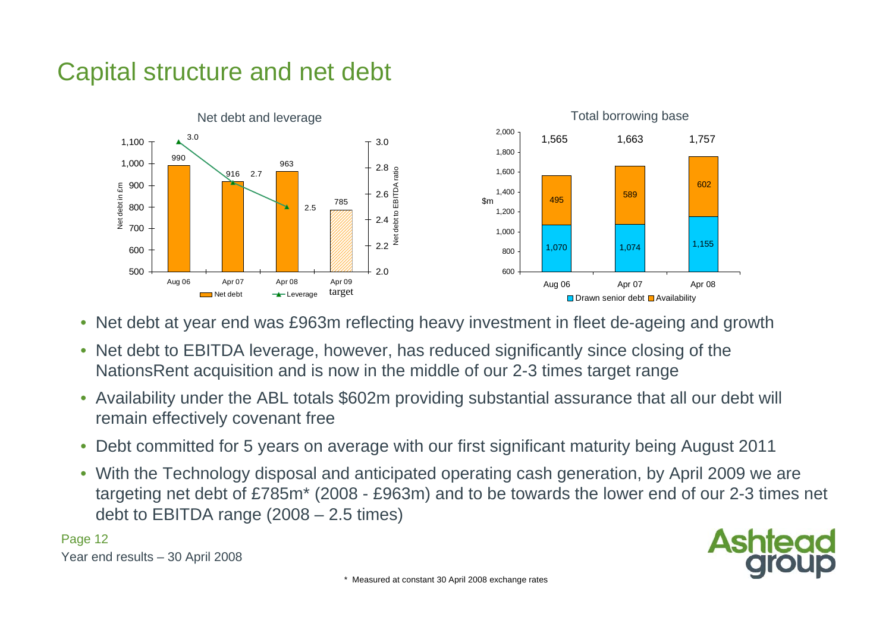# Capital structure and net debt

**Net debt and leverage**

| | Aug 06 | Apr 07 | Apr 08 | Apr 09 target |
|---|---|---|---|---|
| Net debt (£m) | 990 | 916 | 963 | 785 |
| Leverage (Net debt to EBITDA ratio) | 3.0 | 2.7 | 2.5 | |

**Total borrowing base**

| $m | Aug 06 | Apr 07 | Apr 08 |
|---|---|---|---|
| Drawn senior debt | 1,070 | 1,074 | 1,155 |
| Availability | 495 | 589 | 602 |
| Total | 1,565 | 1,663 | 1,757 |

- Net debt at year end was £963m reflecting heavy investment in fleet de-ageing and growth
- Net debt to EBITDA leverage, however, has reduced significantly since closing of the NationsRent acquisition and is now in the middle of our 2-3 times target range
- Availability under the ABL totals $602m providing substantial assurance that all our debt will remain effectively covenant free
- Debt committed for 5 years on average with our first significant maturity being August 2011
- With the Technology disposal and anticipated operating cash generation, by April 2009 we are targeting net debt of £785m* (2008 - £963m) and to be towards the lower end of our 2-3 times net debt to EBITDA range (2008 – 2.5 times)

\* Measured at constant 30 April 2008 exchange rates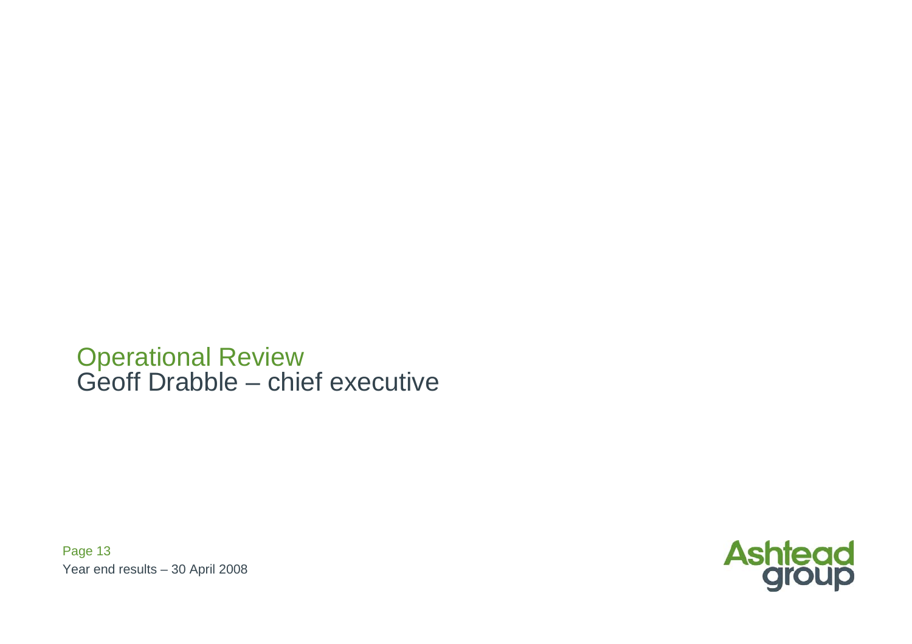# Operational Review

## Geoff Drabble – chief executive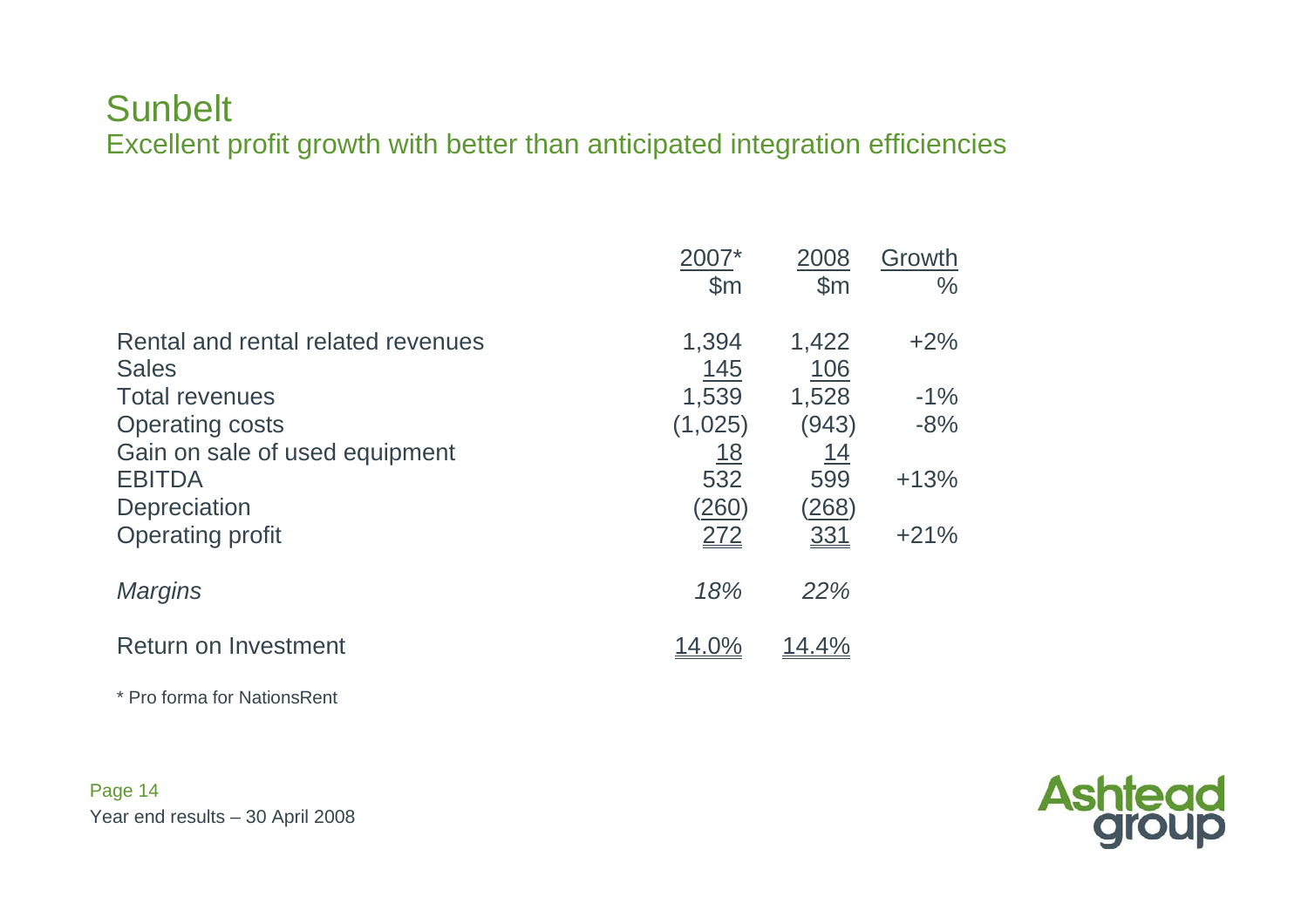# Sunbelt

## Excellent profit growth with better than anticipated integration efficiencies

| | 2007* $m | 2008 $m | Growth % |
|---|---|---|---|
| Rental and rental related revenues | 1,394 | 1,422 | +2% |
| Sales | 145 | 106 | |
| Total revenues | 1,539 | 1,528 | -1% |
| Operating costs | (1,025) | (943) | -8% |
| Gain on sale of used equipment | 18 | 14 | |
| EBITDA | 532 | 599 | +13% |
| Depreciation | (260) | (268) | |
| Operating profit | 272 | 331 | +21% |
| *Margins* | *18%* | *22%* | |
| Return on Investment | 14.0% | 14.4% | |

\* Pro forma for NationsRent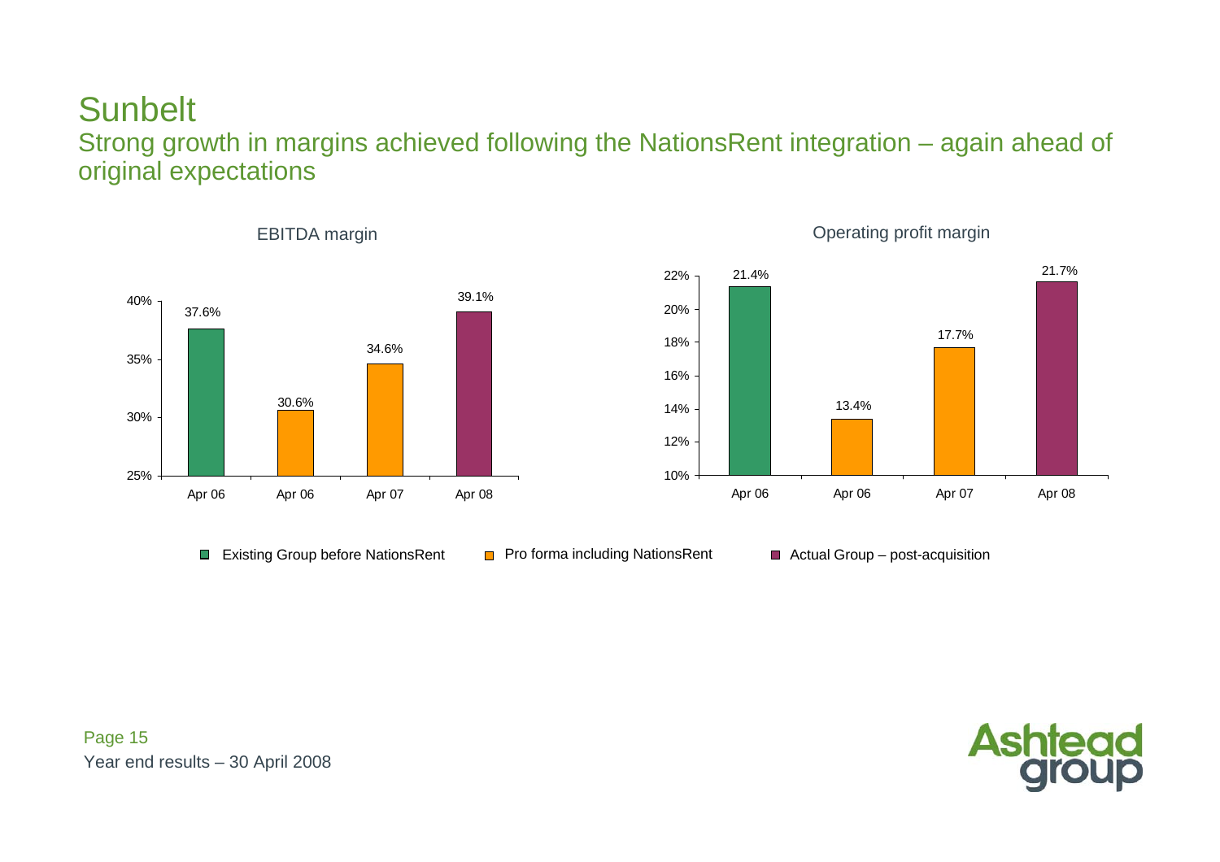# Sunbelt

## Strong growth in margins achieved following the NationsRent integration – again ahead of original expectations

**EBITDA margin**

| | Apr 06 | Apr 06 | Apr 07 | Apr 08 |
|---|---|---|---|---|
| EBITDA margin | 37.6% | 30.6% | 34.6% | 39.1% |

**Operating profit margin**

| | Apr 06 | Apr 06 | Apr 07 | Apr 08 |
|---|---|---|---|---|
| Operating profit margin | 21.4% | 13.4% | 17.7% | 21.7% |

Legend: Existing Group before NationsRent (Apr 06, first bar) · Pro forma including NationsRent (Apr 06, second bar; Apr 07) · Actual Group – post-acquisition (Apr 08)

Year end results – 30 April 2008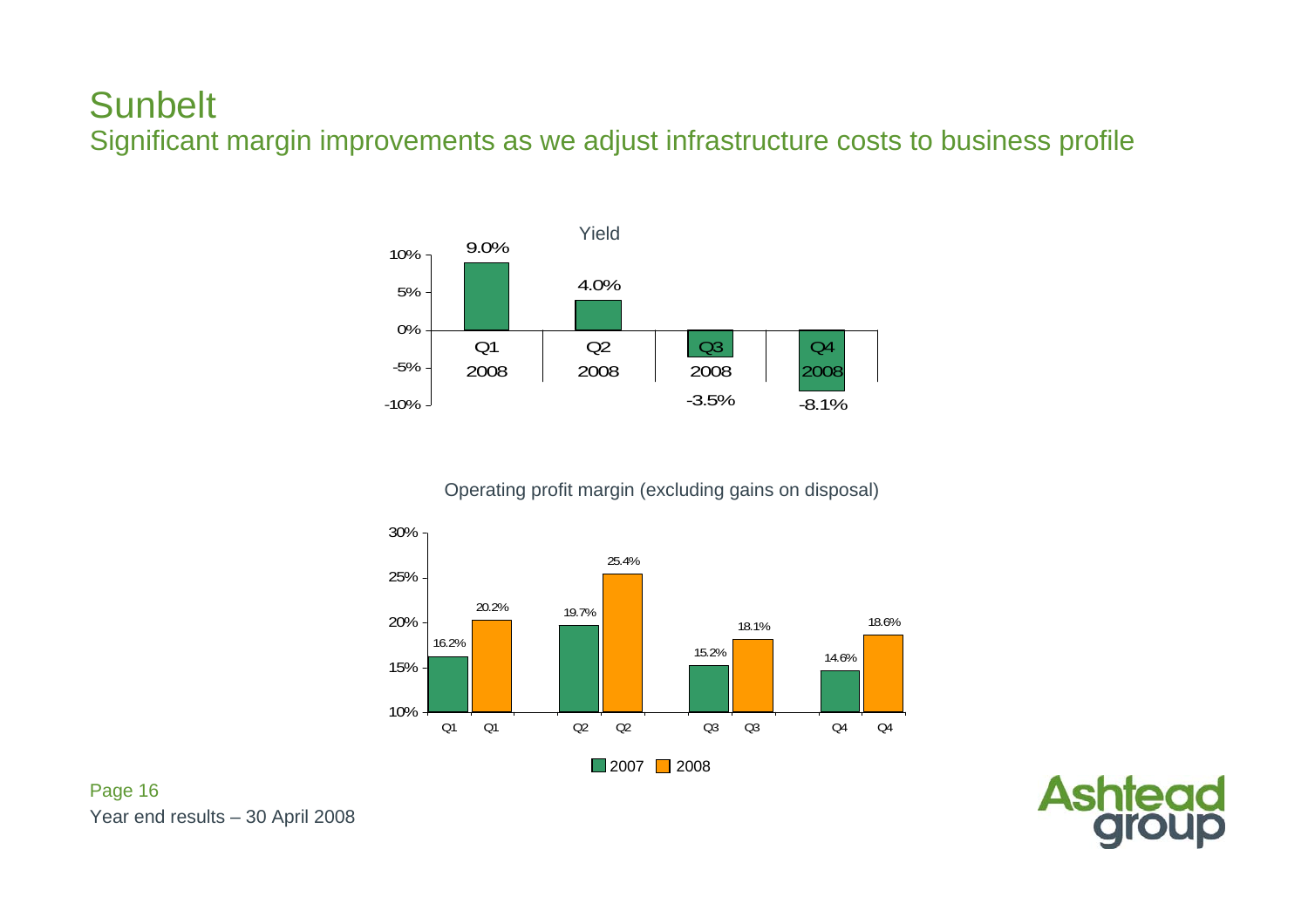# Sunbelt

## Significant margin improvements as we adjust infrastructure costs to business profile

**Yield**

| Quarter | Yield |
|---|---|
| Q1 2008 | 9.0% |
| Q2 2008 | 4.0% |
| Q3 2008 | -3.5% |
| Q4 2008 | -8.1% |

**Operating profit margin (excluding gains on disposal)**

| Quarter | 2007 | 2008 |
|---|---|---|
| Q1 | 16.2% | 20.2% |
| Q2 | 19.7% | 25.4% |
| Q3 | 15.2% | 18.1% |
| Q4 | 14.6% | 18.6% |

Year end results – 30 April 2008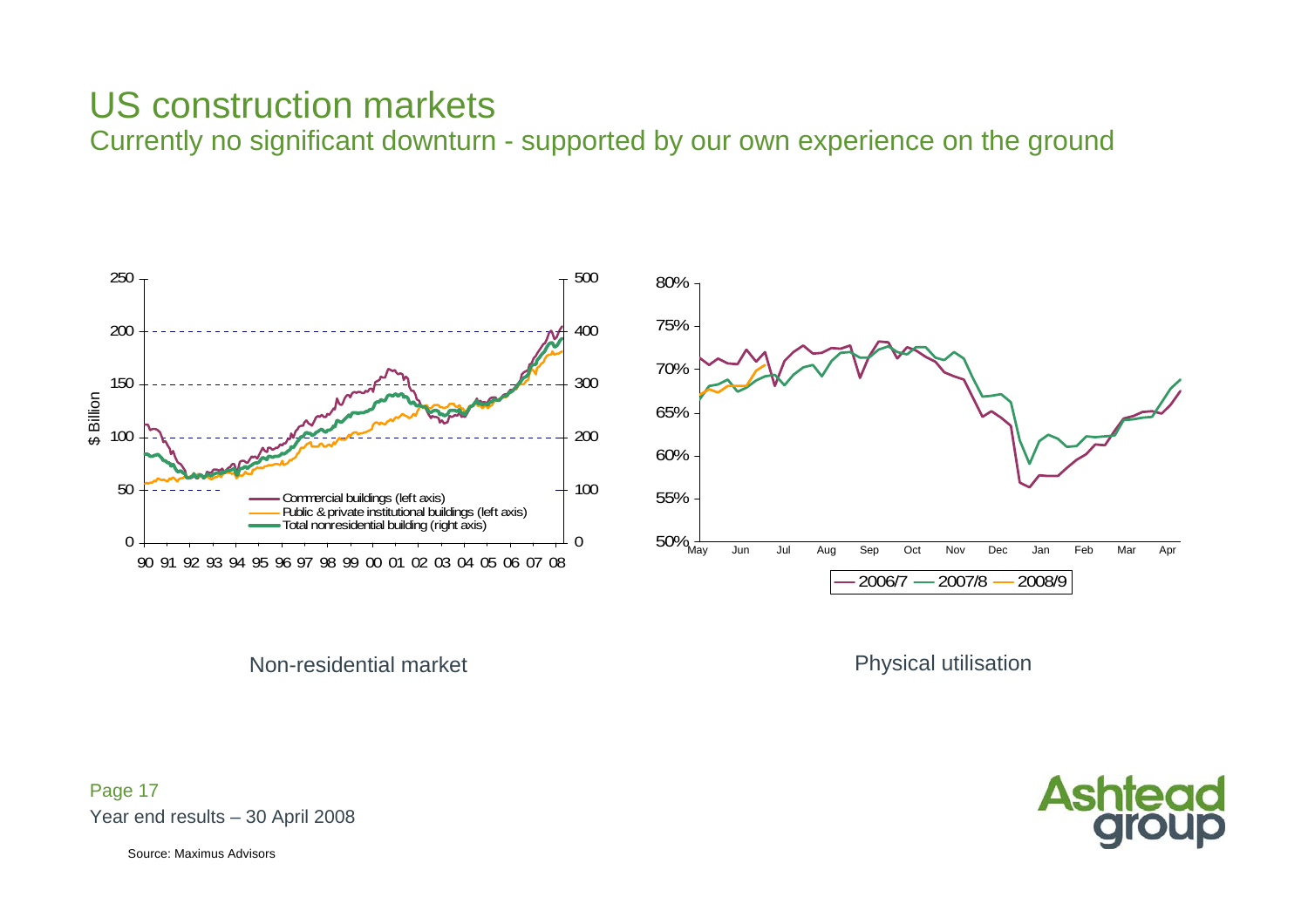# US construction markets

## Currently no significant downturn - supported by our own experience on the ground

$ Billion

250 | 500
200 | 400
150 | 300
100 | 200
50 | 100
0 | 0

90 91 92 93 94 95 96 97 98 99 00 01 02 03 04 05 06 07 08

- Commercial buildings (left axis)
- Public & private institutional buildings (left axis)
- Total nonresidential building (right axis)

Non-residential market

80%
75%
70%
65%
60%
55%
50%

May Jun Jul Aug Sep Oct Nov Dec Jan Feb Mar Apr

2006/7 — 2007/8 — 2008/9

Physical utilisation

Year end results – 30 April 2008

Source: Maximus Advisors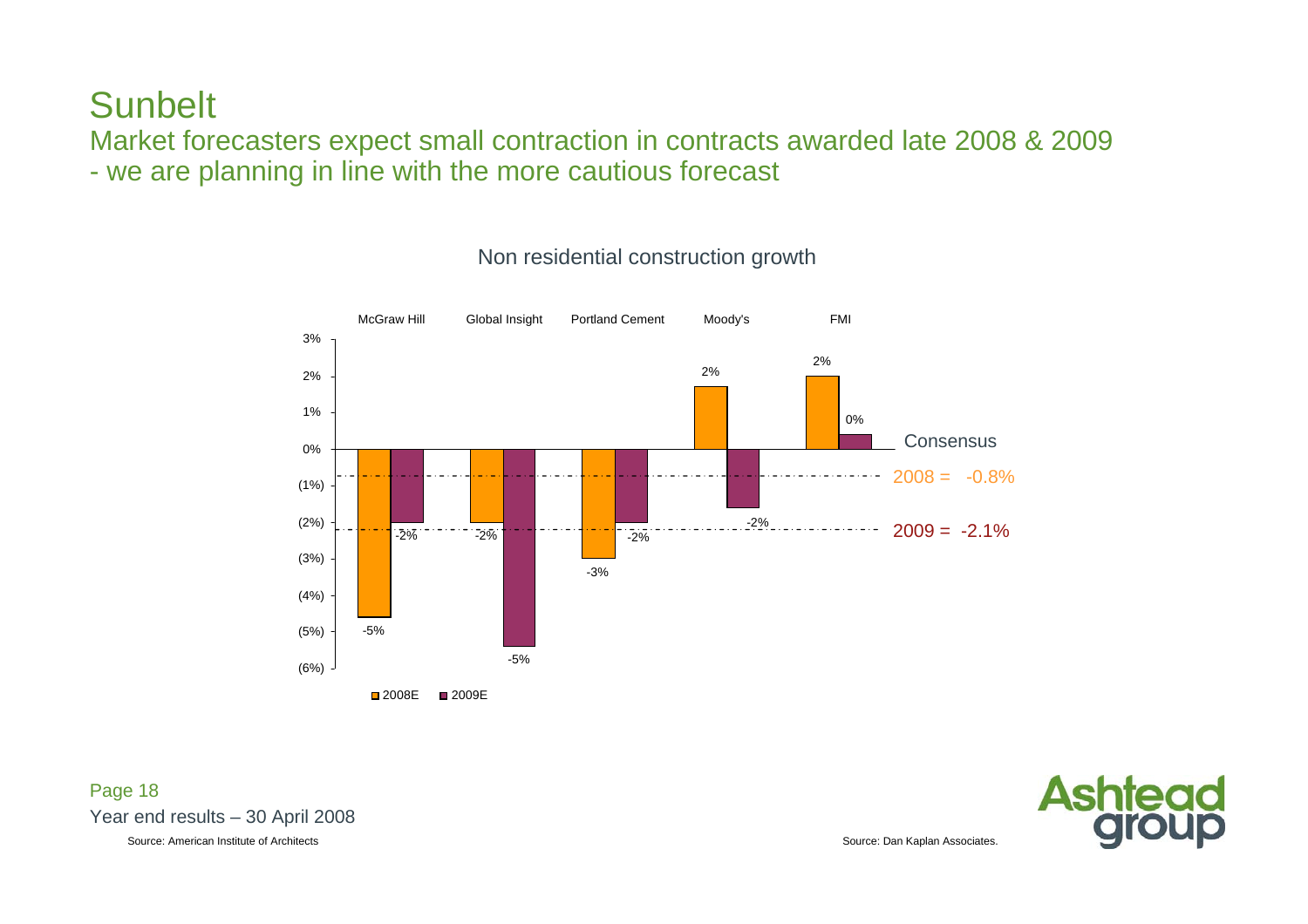# Sunbelt

## Market forecasters expect small contraction in contracts awarded late 2008 & 2009 - we are planning in line with the more cautious forecast

**Non residential construction growth**

| | McGraw Hill | Global Insight | Portland Cement | Moody's | FMI |
|---|---|---|---|---|---|
| 2008E | -5% | -2% | -3% | 2% | 2% |
| 2009E | -2% | -5% | -2% | -2% | 0% |

Consensus

2008 = -0.8%

2009 = -2.1%

Year end results – 30 April 2008

Source: American Institute of Architects

Source: Dan Kaplan Associates.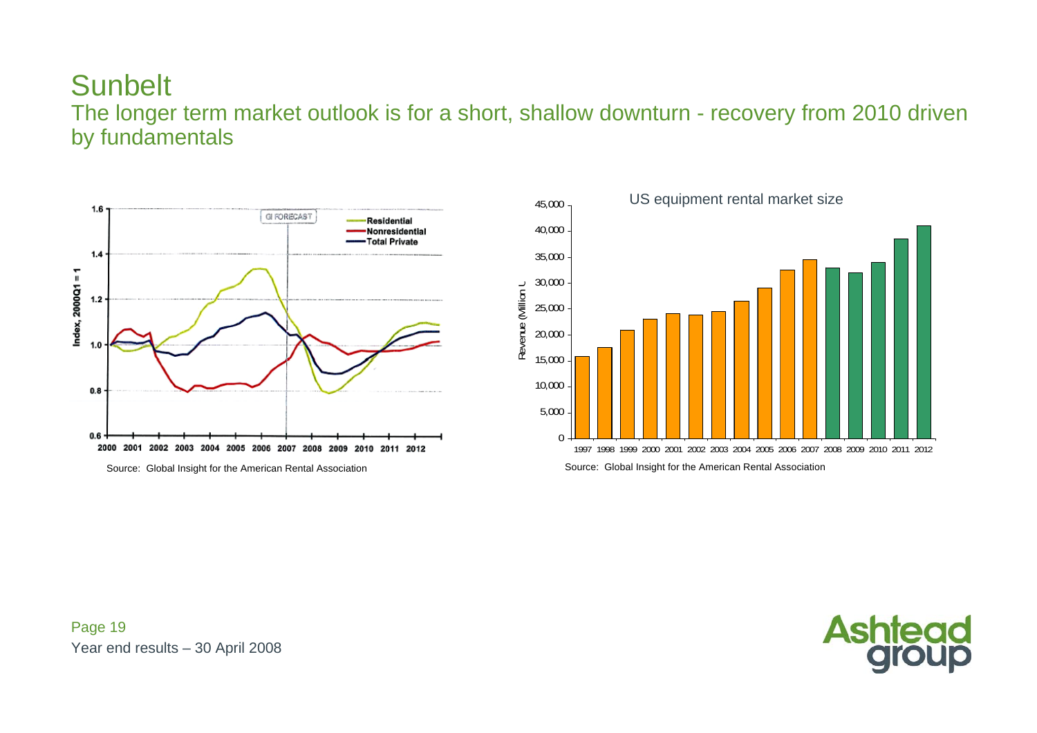# Sunbelt

## The longer term market outlook is for a short, shallow downturn - recovery from 2010 driven by fundamentals

Source: Global Insight for the American Rental Association

US equipment rental market size

Source: Global Insight for the American Rental Association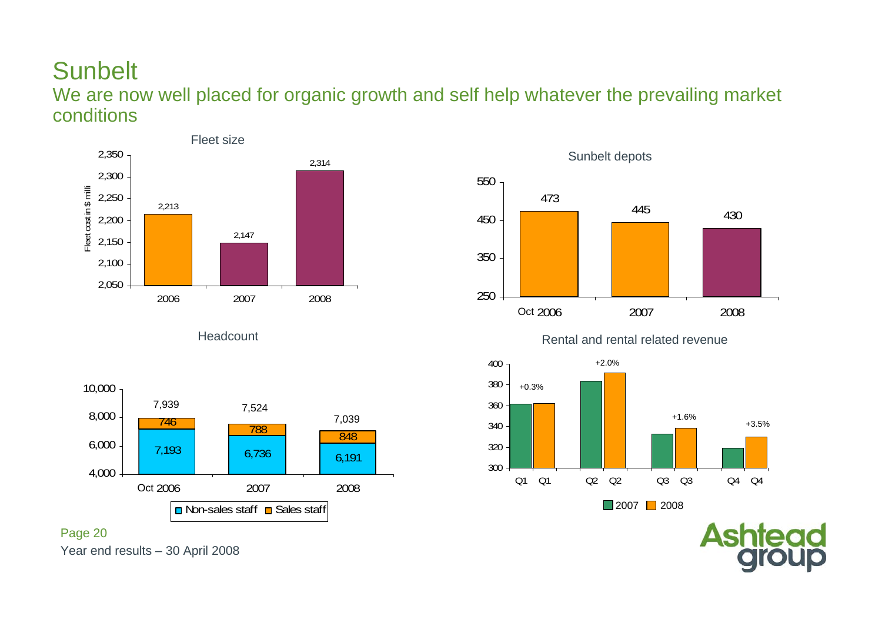# Sunbelt

## We are now well placed for organic growth and self help whatever the prevailing market conditions

### Fleet size

Fleet cost in $ milli

| Year | Fleet cost |
|---|---|
| 2006 | 2,213 |
| 2007 | 2,147 |
| 2008 | 2,314 |

### Sunbelt depots

| Period | Depots |
|---|---|
| Oct 2006 | 473 |
| 2007 | 445 |
| 2008 | 430 |

### Headcount

| Period | Non-sales staff | Sales staff | Total |
|---|---|---|---|
| Oct 2006 | 7,193 | 746 | 7,939 |
| 2007 | 6,736 | 788 | 7,524 |
| 2008 | 6,191 | 848 | 7,039 |

### Rental and rental related revenue

| Quarter | Change 2008 vs 2007 |
|---|---|
| Q1 | +0.3% |
| Q2 | +2.0% |
| Q3 | +1.6% |
| Q4 | +3.5% |

Legend: 2007, 2008

Year end results – 30 April 2008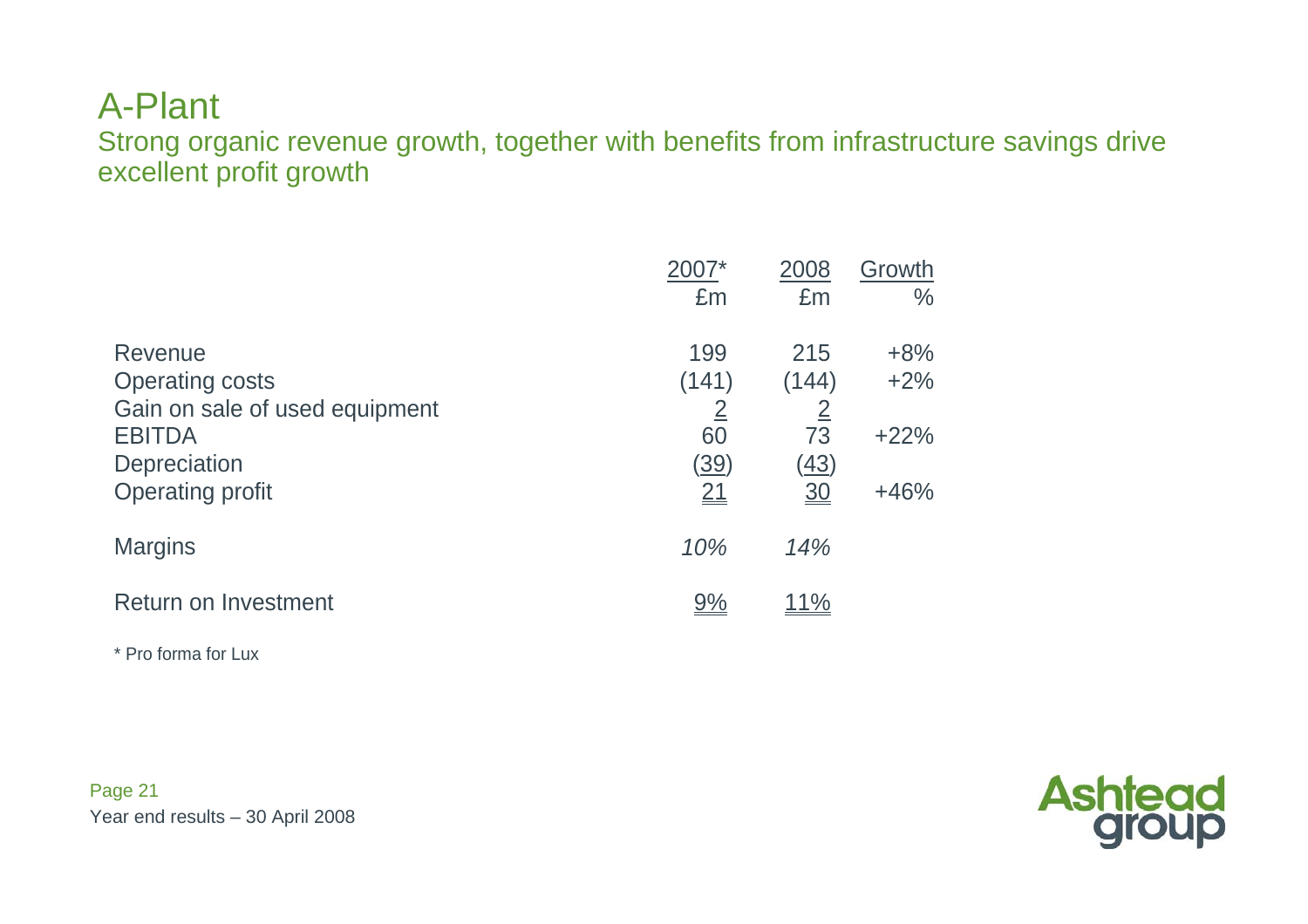# A-Plant

## Strong organic revenue growth, together with benefits from infrastructure savings drive excellent profit growth

| | 2007* £m | 2008 £m | Growth % |
|---|---|---|---|
| Revenue | 199 | 215 | +8% |
| Operating costs | (141) | (144) | +2% |
| Gain on sale of used equipment | 2 | 2 | |
| EBITDA | 60 | 73 | +22% |
| Depreciation | (39) | (43) | |
| Operating profit | 21 | 30 | +46% |
| Margins | *10%* | *14%* | |
| Return on Investment | 9% | 11% | |

* Pro forma for Lux

Year end results – 30 April 2008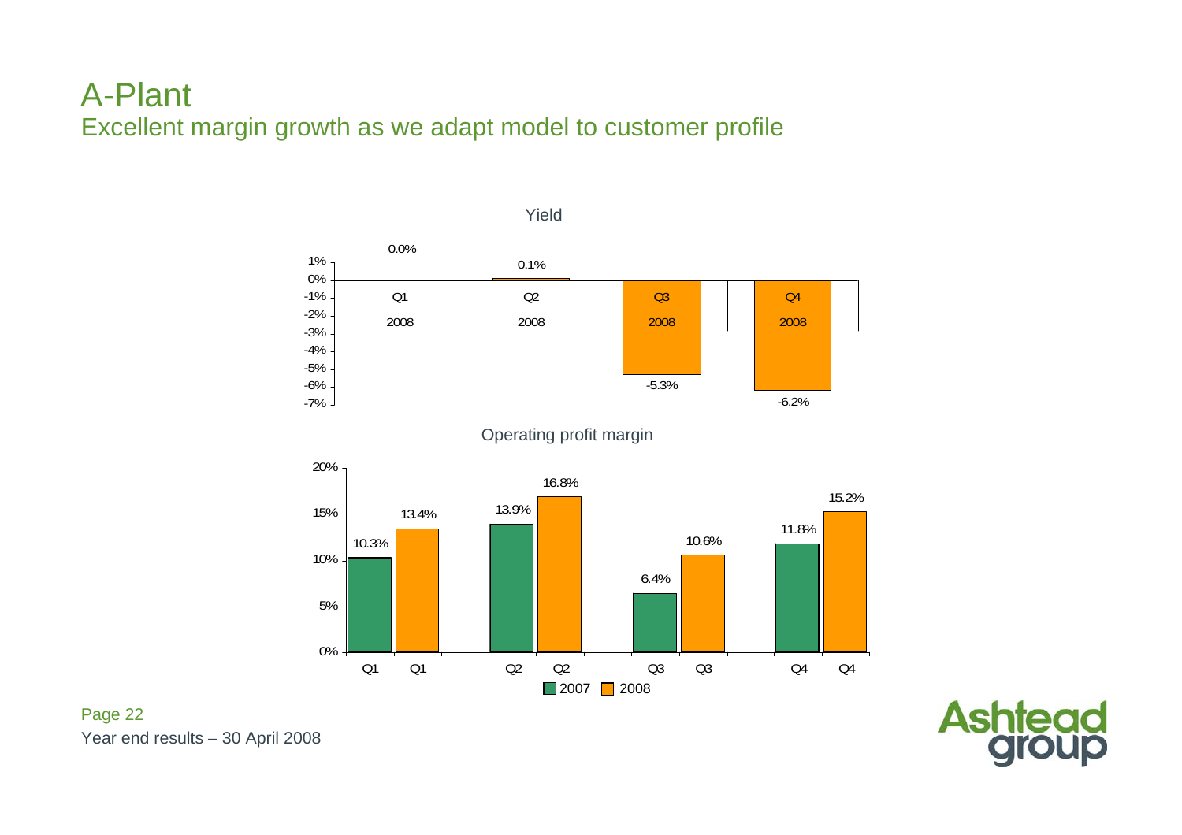# A-Plant

## Excellent margin growth as we adapt model to customer profile

**Yield**

| | Q1 2008 | Q2 2008 | Q3 2008 | Q4 2008 |
|---|---|---|---|---|
| Yield | 0.0% | 0.1% | -5.3% | -6.2% |

**Operating profit margin**

| | Q1 | Q2 | Q3 | Q4 |
|---|---|---|---|---|
| 2007 | 10.3% | 13.9% | 6.4% | 11.8% |
| 2008 | 13.4% | 16.8% | 10.6% | 15.2% |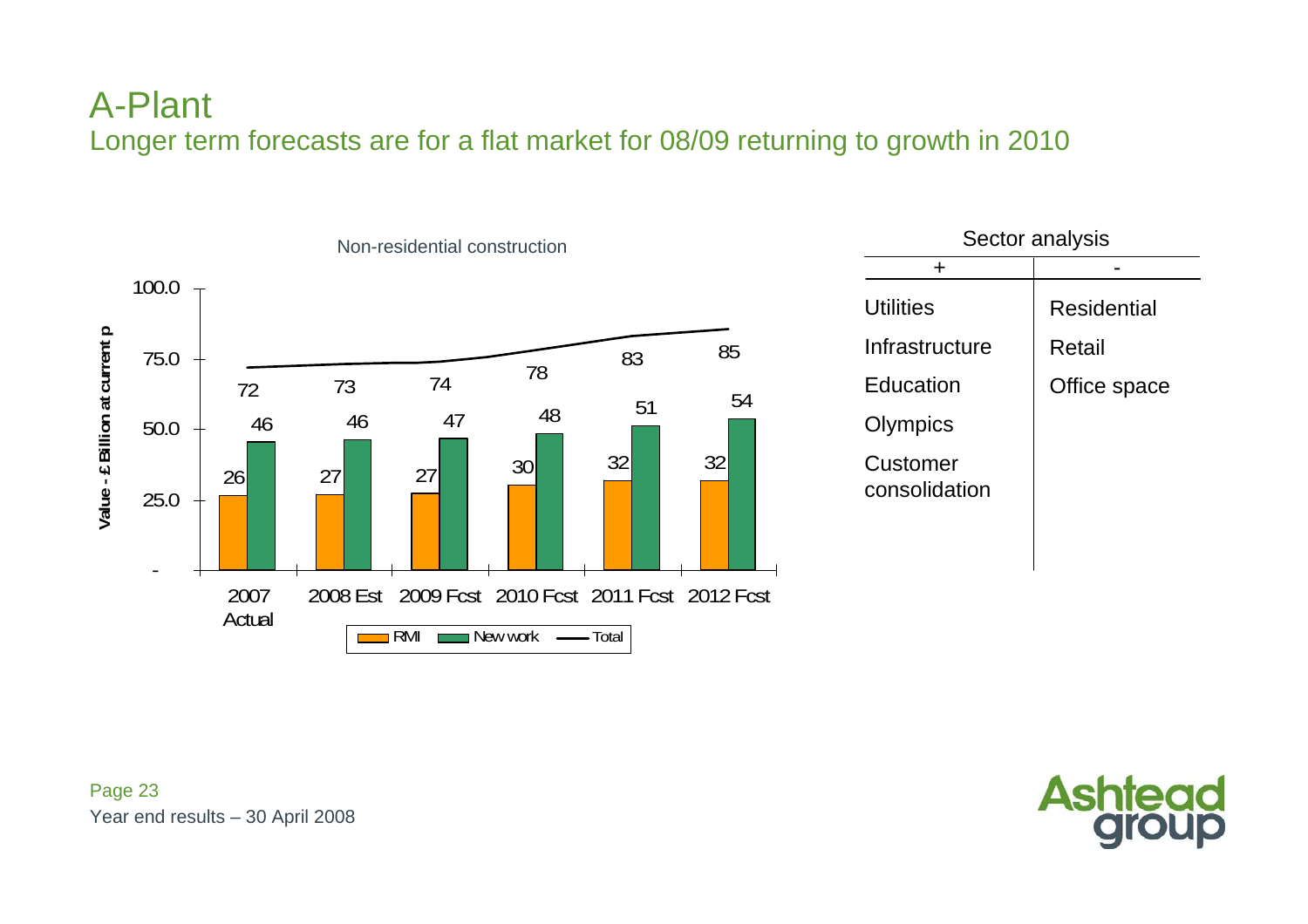# A-Plant

## Longer term forecasts are for a flat market for 08/09 returning to growth in 2010

**Non-residential construction**

Value - £ Billion at current p

| | 2007 Actual | 2008 Est | 2009 Fcst | 2010 Fcst | 2011 Fcst | 2012 Fcst |
|---|---|---|---|---|---|---|
| RMI | 26 | 27 | 27 | 30 | 32 | 32 |
| New work | 46 | 46 | 47 | 48 | 51 | 54 |
| Total | 72 | 73 | 74 | 78 | 83 | 85 |

**Sector analysis**

| + | - |
|---|---|
| Utilities | Residential |
| Infrastructure | Retail |
| Education | Office space |
| Olympics | |
| Customer consolidation | |

Year end results – 30 April 2008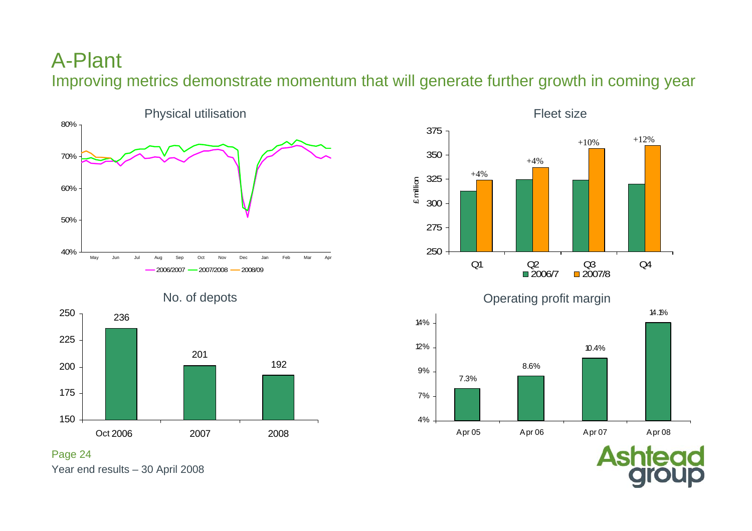# A-Plant

## Improving metrics demonstrate momentum that will generate further growth in coming year

### Physical utilisation

80%
70%
60%
50%
40%

May Jun Jul Aug Sep Oct Nov Dec Jan Feb Mar Apr

2006/2007 — 2007/2008 — 2008/09

### Fleet size

£ million

| | Q1 | Q2 | Q3 | Q4 |
|---|---|---|---|---|
| Change | +4% | +4% | +10% | +12% |

■ 2006/7 ■ 2007/8

### No. of depots

| Oct 2006 | 2007 | 2008 |
|---|---|---|
| 236 | 201 | 192 |

### Operating profit margin

| Apr 05 | Apr 06 | Apr 07 | Apr 08 |
|---|---|---|---|
| 7.3% | 8.6% | 10.4% | 14.1% |

Year end results – 30 April 2008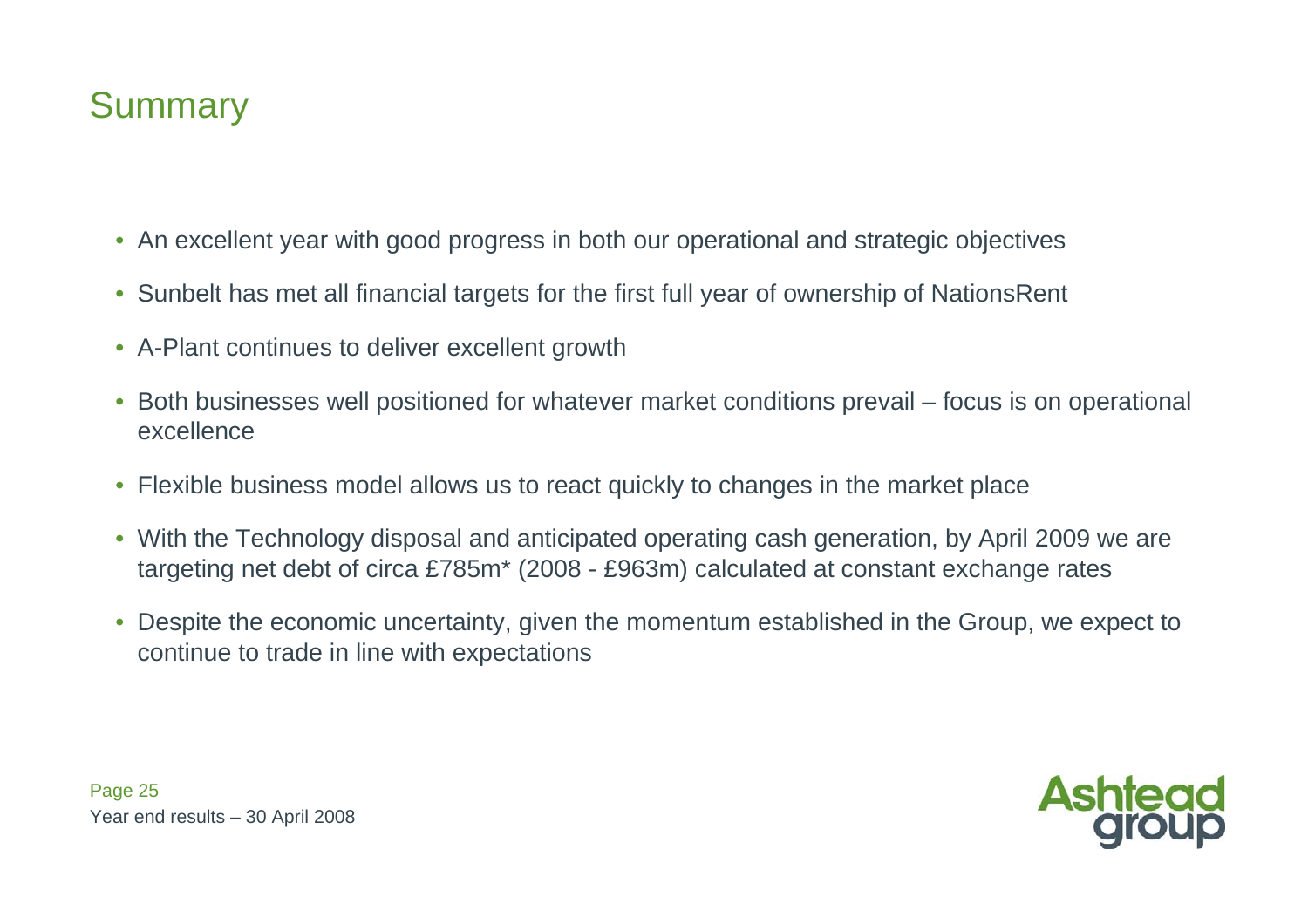# Summary

- An excellent year with good progress in both our operational and strategic objectives
- Sunbelt has met all financial targets for the first full year of ownership of NationsRent
- A-Plant continues to deliver excellent growth
- Both businesses well positioned for whatever market conditions prevail – focus is on operational excellence
- Flexible business model allows us to react quickly to changes in the market place
- With the Technology disposal and anticipated operating cash generation, by April 2009 we are targeting net debt of circa £785m* (2008 - £963m) calculated at constant exchange rates
- Despite the economic uncertainty, given the momentum established in the Group, we expect to continue to trade in line with expectations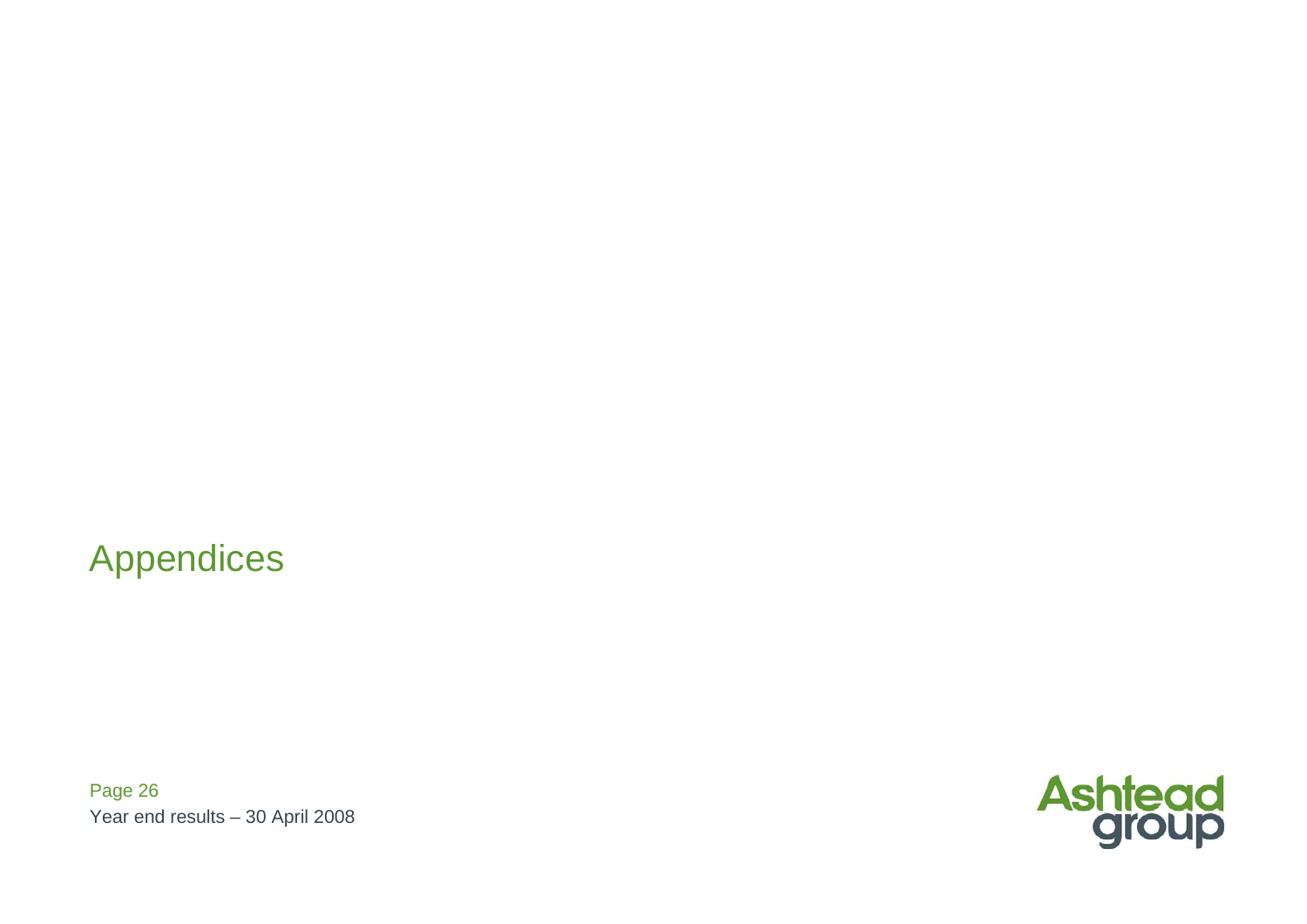# Appendices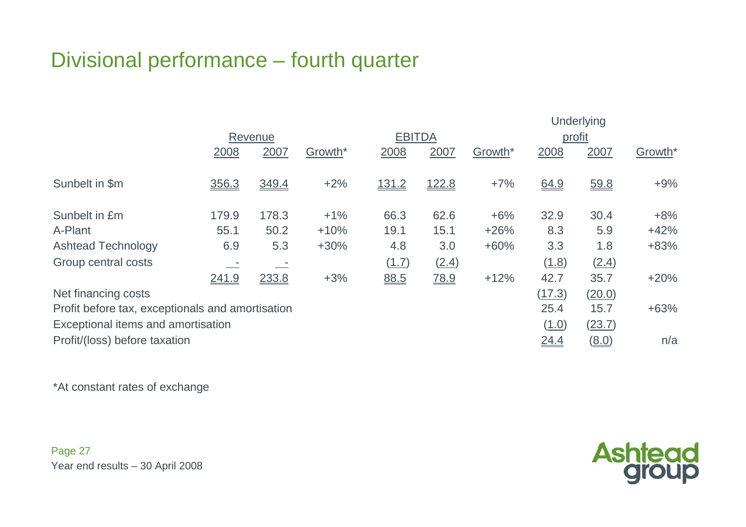# Divisional performance – fourth quarter

| | Revenue | | | EBITDA | | | Underlying profit | | |
|---|---|---|---|---|---|---|---|---|---|
| | 2008 | 2007 | Growth* | 2008 | 2007 | Growth* | 2008 | 2007 | Growth* |
| Sunbelt in $m | 356.3 | 349.4 | +2% | 131.2 | 122.8 | +7% | 64.9 | 59.8 | +9% |
| Sunbelt in £m | 179.9 | 178.3 | +1% | 66.3 | 62.6 | +6% | 32.9 | 30.4 | +8% |
| A-Plant | 55.1 | 50.2 | +10% | 19.1 | 15.1 | +26% | 8.3 | 5.9 | +42% |
| Ashtead Technology | 6.9 | 5.3 | +30% | 4.8 | 3.0 | +60% | 3.3 | 1.8 | +83% |
| Group central costs | - | - | | (1.7) | (2.4) | | (1.8) | (2.4) | |
| | 241.9 | 233.8 | +3% | 88.5 | 78.9 | +12% | 42.7 | 35.7 | +20% |
| Net financing costs | | | | | | | (17.3) | (20.0) | |
| Profit before tax, exceptionals and amortisation | | | | | | | 25.4 | 15.7 | +63% |
| Exceptional items and amortisation | | | | | | | (1.0) | (23.7) | |
| Profit/(loss) before taxation | | | | | | | 24.4 | (8.0) | n/a |

*At constant rates of exchange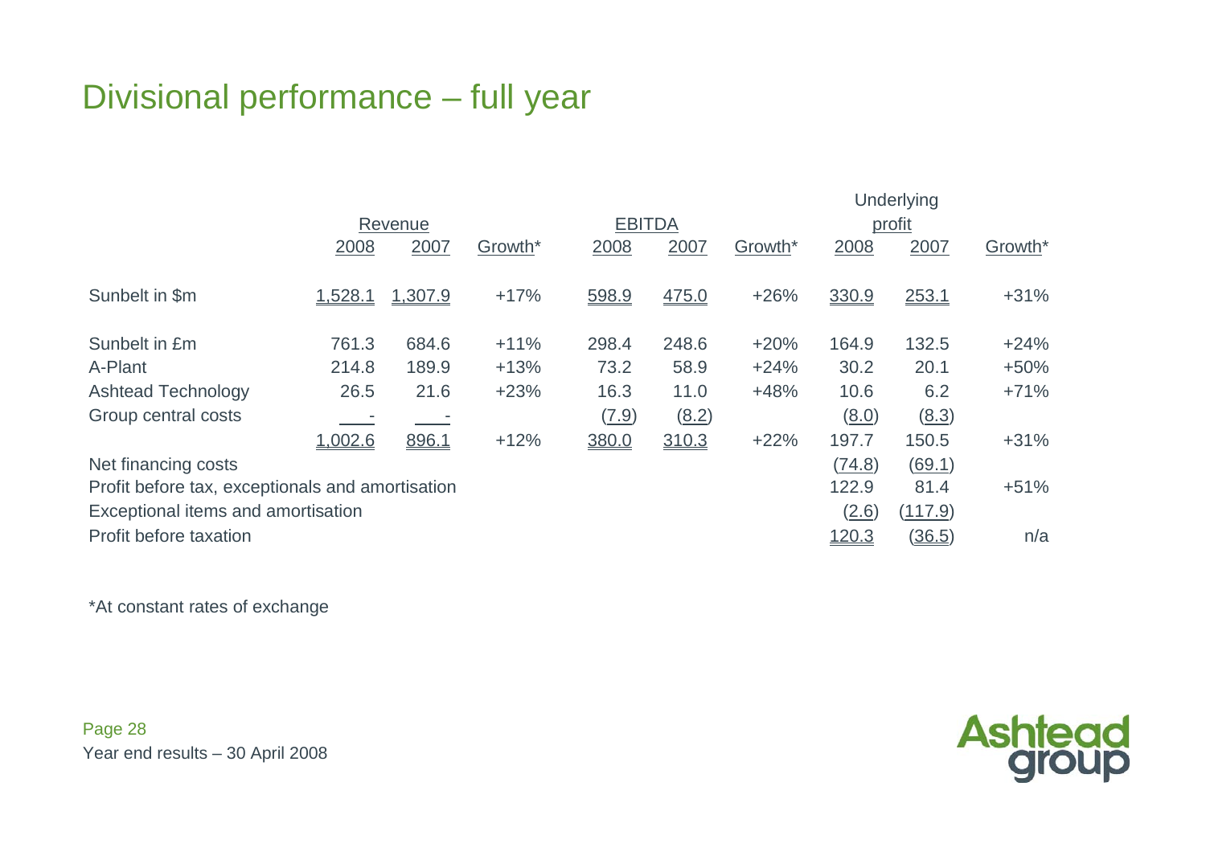# Divisional performance – full year

| | Revenue | | | EBITDA | | | Underlying profit | | |
|---|---|---|---|---|---|---|---|---|---|
| | 2008 | 2007 | Growth* | 2008 | 2007 | Growth* | 2008 | 2007 | Growth* |
| Sunbelt in $m | 1,528.1 | 1,307.9 | +17% | 598.9 | 475.0 | +26% | 330.9 | 253.1 | +31% |
| Sunbelt in £m | 761.3 | 684.6 | +11% | 298.4 | 248.6 | +20% | 164.9 | 132.5 | +24% |
| A-Plant | 214.8 | 189.9 | +13% | 73.2 | 58.9 | +24% | 30.2 | 20.1 | +50% |
| Ashtead Technology | 26.5 | 21.6 | +23% | 16.3 | 11.0 | +48% | 10.6 | 6.2 | +71% |
| Group central costs | - | - | | (7.9) | (8.2) | | (8.0) | (8.3) | |
| | 1,002.6 | 896.1 | +12% | 380.0 | 310.3 | +22% | 197.7 | 150.5 | +31% |
| Net financing costs | | | | | | | (74.8) | (69.1) | |
| Profit before tax, exceptionals and amortisation | | | | | | | 122.9 | 81.4 | +51% |
| Exceptional items and amortisation | | | | | | | (2.6) | (117.9) | |
| Profit before taxation | | | | | | | 120.3 | (36.5) | n/a |

*At constant rates of exchange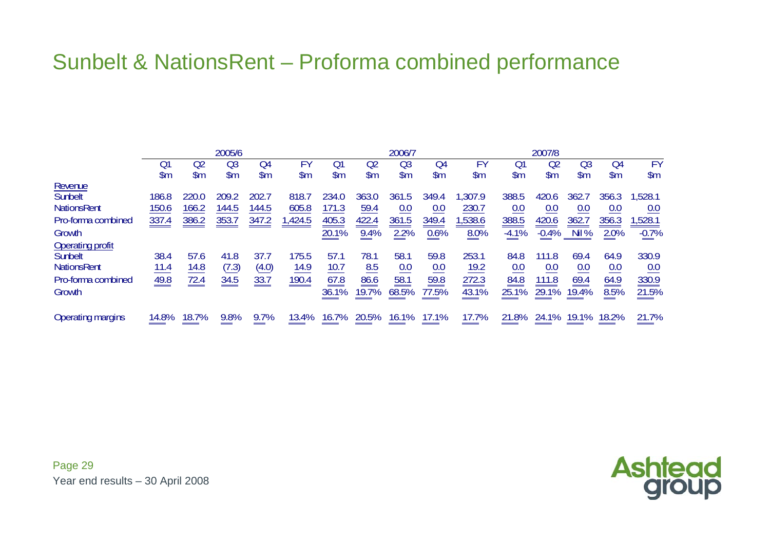# Sunbelt & NationsRent – Proforma combined performance

| | 2005/6 | | | | | 2006/7 | | | | | 2007/8 | | | | |
|---|---|---|---|---|---|---|---|---|---|---|---|---|---|---|---|
| | Q1 | Q2 | Q3 | Q4 | FY | Q1 | Q2 | Q3 | Q4 | FY | Q1 | Q2 | Q3 | Q4 | FY |
| | $m | $m | $m | $m | $m | $m | $m | $m | $m | $m | $m | $m | $m | $m | $m |
| Revenue | | | | | | | | | | | | | | | |
| Sunbelt | 186.8 | 220.0 | 209.2 | 202.7 | 818.7 | 234.0 | 363.0 | 361.5 | 349.4 | 1,307.9 | 388.5 | 420.6 | 362.7 | 356.3 | 1,528.1 |
| NationsRent | 150.6 | 166.2 | 144.5 | 144.5 | 605.8 | 171.3 | 59.4 | 0.0 | 0.0 | 230.7 | 0.0 | 0.0 | 0.0 | 0.0 | 0.0 |
| Pro-forma combined | 337.4 | 386.2 | 353.7 | 347.2 | 1,424.5 | 405.3 | 422.4 | 361.5 | 349.4 | 1,538.6 | 388.5 | 420.6 | 362.7 | 356.3 | 1,528.1 |
| Growth | | | | | | 20.1% | 9.4% | 2.2% | 0.6% | 8.0% | -4.1% | -0.4% | Nil % | 2.0% | -0.7% |
| Operating profit | | | | | | | | | | | | | | | |
| Sunbelt | 38.4 | 57.6 | 41.8 | 37.7 | 175.5 | 57.1 | 78.1 | 58.1 | 59.8 | 253.1 | 84.8 | 111.8 | 69.4 | 64.9 | 330.9 |
| NationsRent | 11.4 | 14.8 | (7.3) | (4.0) | 14.9 | 10.7 | 8.5 | 0.0 | 0.0 | 19.2 | 0.0 | 0.0 | 0.0 | 0.0 | 0.0 |
| Pro-forma combined | 49.8 | 72.4 | 34.5 | 33.7 | 190.4 | 67.8 | 86.6 | 58.1 | 59.8 | 272.3 | 84.8 | 111.8 | 69.4 | 64.9 | 330.9 |
| Growth | | | | | | 36.1% | 19.7% | 68.5% | 77.5% | 43.1% | 25.1% | 29.1% | 19.4% | 8.5% | 21.5% |
| Operating margins | 14.8% | 18.7% | 9.8% | 9.7% | 13.4% | 16.7% | 20.5% | 16.1% | 17.1% | 17.7% | 21.8% | 24.1% | 19.1% | 18.2% | 21.7% |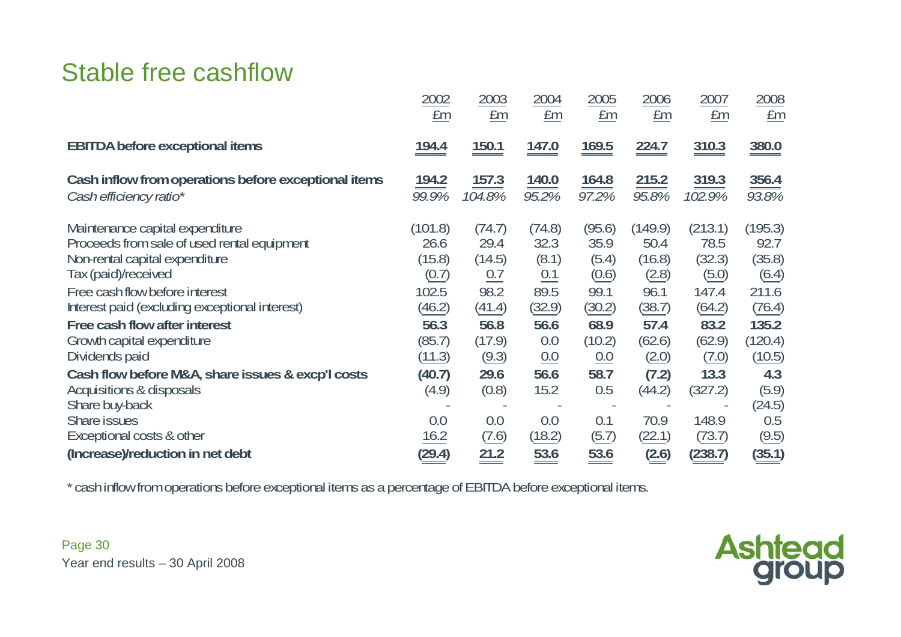# Stable free cashflow

| | 2002<br>£m | 2003<br>£m | 2004<br>£m | 2005<br>£m | 2006<br>£m | 2007<br>£m | 2008<br>£m |
|---|---|---|---|---|---|---|---|
| **EBITDA before exceptional items** | **194.4** | **150.1** | **147.0** | **169.5** | **224.7** | **310.3** | **380.0** |
| **Cash inflow from operations before exceptional items** | **194.2** | **157.3** | **140.0** | **164.8** | **215.2** | **319.3** | **356.4** |
| *Cash efficiency ratio** | *99.9%* | *104.8%* | *95.2%* | *97.2%* | *95.8%* | *102.9%* | *93.8%* |
| Maintenance capital expenditure | (101.8) | (74.7) | (74.8) | (95.6) | (149.9) | (213.1) | (195.3) |
| Proceeds from sale of used rental equipment | 26.6 | 29.4 | 32.3 | 35.9 | 50.4 | 78.5 | 92.7 |
| Non-rental capital expenditure | (15.8) | (14.5) | (8.1) | (5.4) | (16.8) | (32.3) | (35.8) |
| Tax (paid)/received | (0.7) | 0.7 | 0.1 | (0.6) | (2.8) | (5.0) | (6.4) |
| Free cash flow before interest | 102.5 | 98.2 | 89.5 | 99.1 | 96.1 | 147.4 | 211.6 |
| Interest paid (excluding exceptional interest) | (46.2) | (41.4) | (32.9) | (30.2) | (38.7) | (64.2) | (76.4) |
| **Free cash flow after interest** | **56.3** | **56.8** | **56.6** | **68.9** | **57.4** | **83.2** | **135.2** |
| Growth capital expenditure | (85.7) | (17.9) | 0.0 | (10.2) | (62.6) | (62.9) | (120.4) |
| Dividends paid | (11.3) | (9.3) | 0.0 | 0.0 | (2.0) | (7.0) | (10.5) |
| **Cash flow before M&A, share issues & excp'l costs** | **(40.7)** | **29.6** | **56.6** | **58.7** | **(7.2)** | **13.3** | **4.3** |
| Acquisitions & disposals | (4.9) | (0.8) | 15.2 | 0.5 | (44.2) | (327.2) | (5.9) |
| Share buy-back | - | - | - | - | - | - | (24.5) |
| Share issues | 0.0 | 0.0 | 0.0 | 0.1 | 70.9 | 148.9 | 0.5 |
| Exceptional costs & other | 16.2 | (7.6) | (18.2) | (5.7) | (22.1) | (73.7) | (9.5) |
| **(Increase)/reduction in net debt** | **(29.4)** | **21.2** | **53.6** | **53.6** | **(2.6)** | **(238.7)** | **(35.1)** |

* cash inflow from operations before exceptional items as a percentage of EBITDA before exceptional items.

Year end results – 30 April 2008